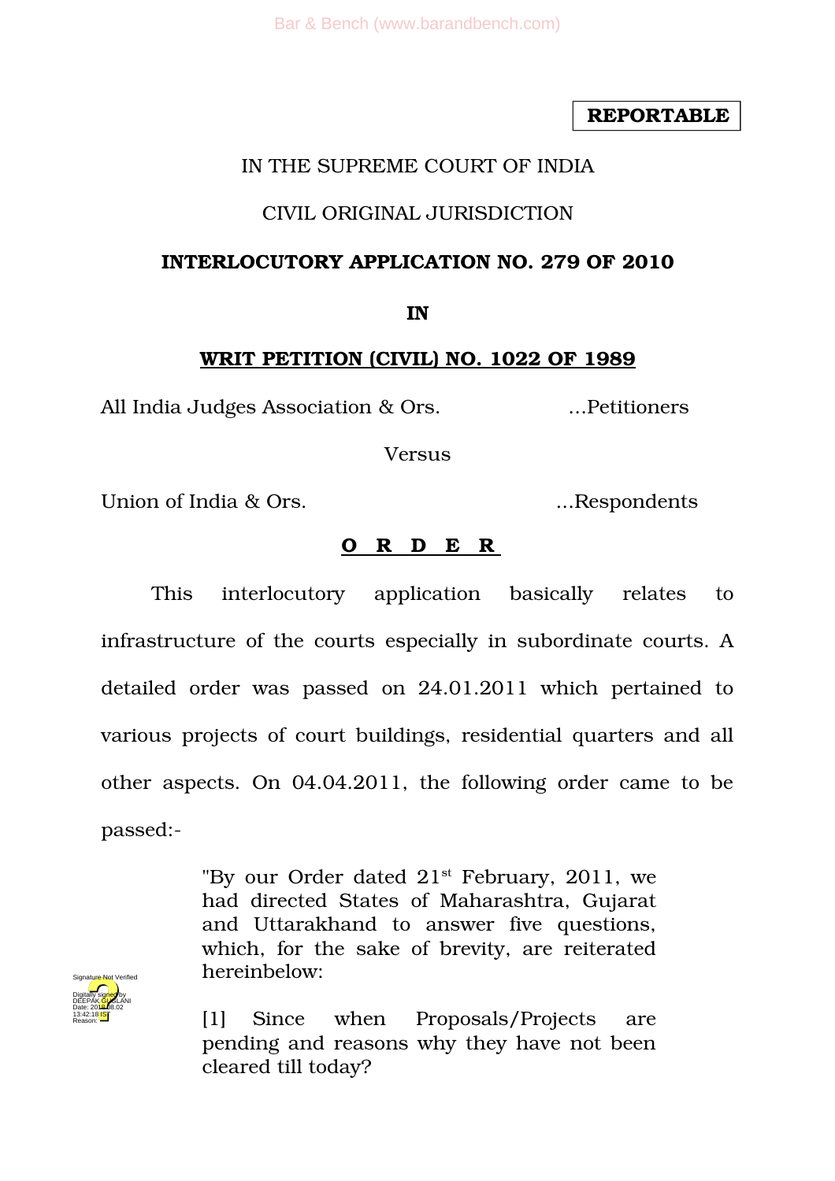**REPORTABLE**

IN THE SUPREME COURT OF INDIA

CIVIL ORIGINAL JURISDICTION

**INTERLOCUTORY APPLICATION NO. 279 OF 2010**

**IN**

**WRIT PETITION (CIVIL) NO. 1022 OF 1989**

All India Judges Association & Ors. ...Petitioners

Versus

Union of India & Ors. ...Respondents

**O R D E R**

This interlocutory application basically relates to infrastructure of the courts especially in subordinate courts. A detailed order was passed on 24.01.2011 which pertained to various projects of court buildings, residential quarters and all other aspects. On 04.04.2011, the following order came to be passed:-

> "By our Order dated 21st February, 2011, we had directed States of Maharashtra, Gujarat and Uttarakhand to answer five questions, which, for the sake of brevity, are reiterated hereinbelow:
>
> [1] Since when Proposals/Projects are pending and reasons why they have not been cleared till today?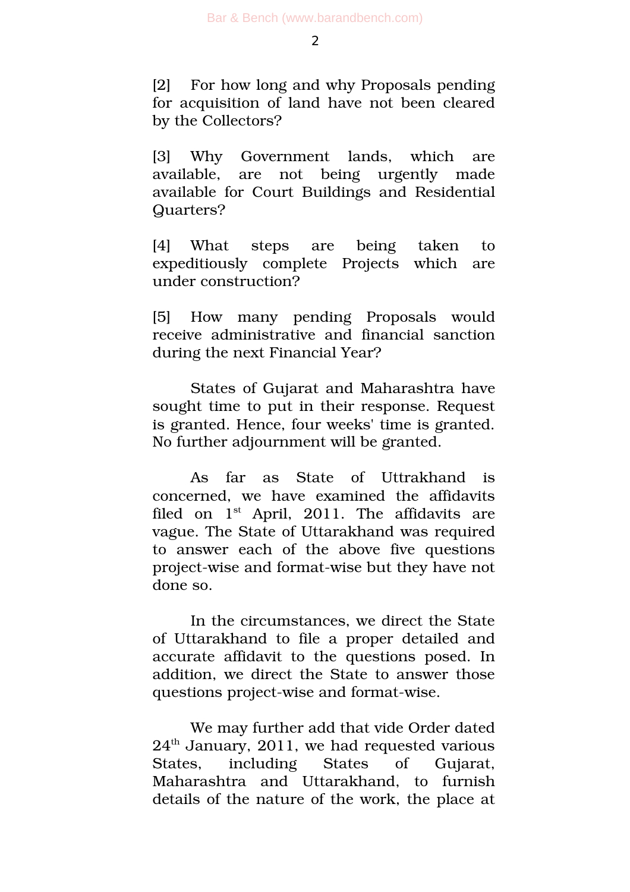[2] For how long and why Proposals pending for acquisition of land have not been cleared by the Collectors?

[3] Why Government lands, which are available, are not being urgently made available for Court Buildings and Residential Quarters?

[4] What steps are being taken to expeditiously complete Projects which are under construction?

[5] How many pending Proposals would receive administrative and financial sanction during the next Financial Year?

States of Gujarat and Maharashtra have sought time to put in their response. Request is granted. Hence, four weeks' time is granted. No further adjournment will be granted.

As far as State of Uttrakhand is concerned, we have examined the affidavits filed on 1st April, 2011. The affidavits are vague. The State of Uttarakhand was required to answer each of the above five questions project-wise and format-wise but they have not done so.

In the circumstances, we direct the State of Uttarakhand to file a proper detailed and accurate affidavit to the questions posed. In addition, we direct the State to answer those questions project-wise and format-wise.

We may further add that vide Order dated 24th January, 2011, we had requested various States, including States of Gujarat, Maharashtra and Uttarakhand, to furnish details of the nature of the work, the place at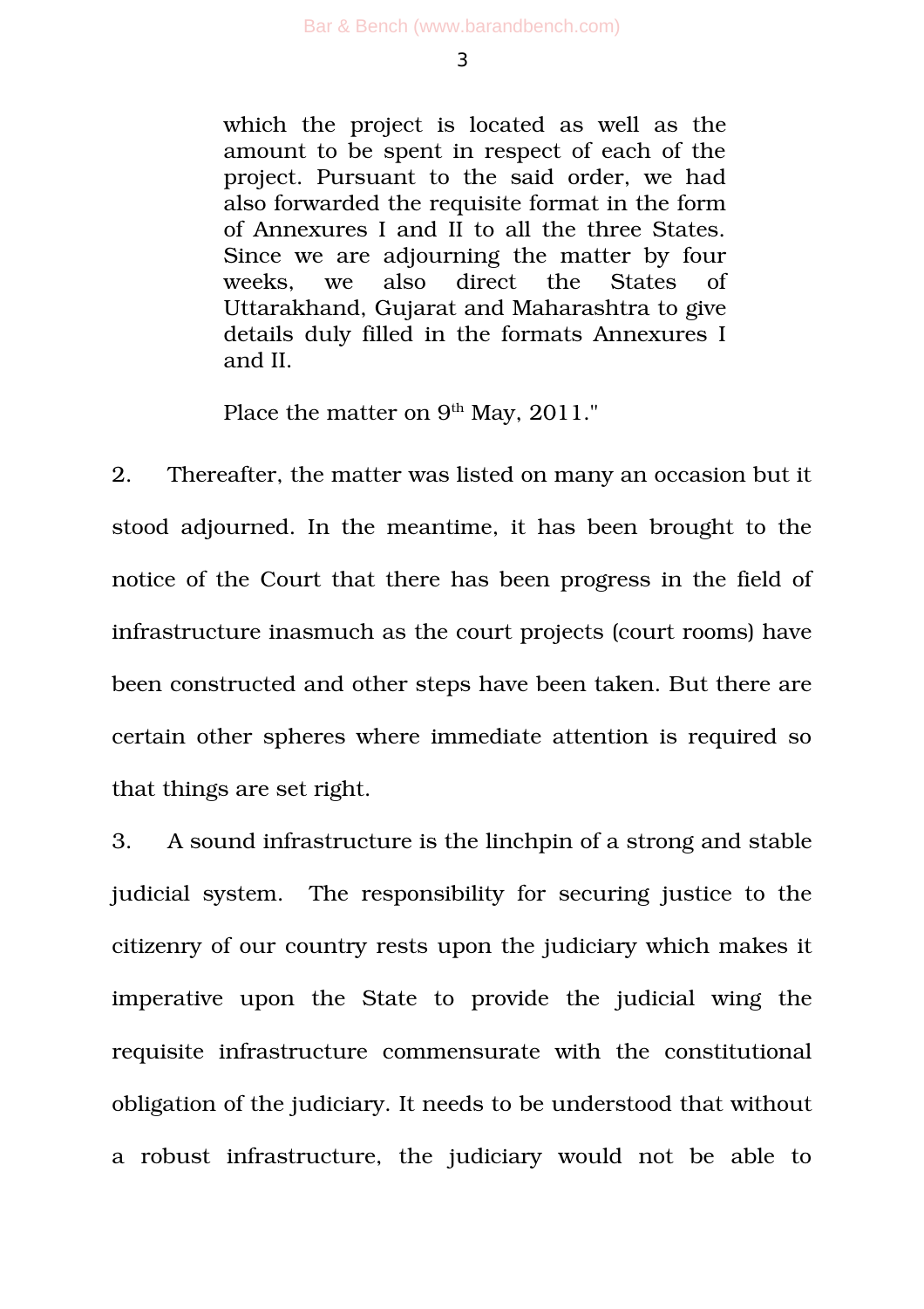> which the project is located as well as the amount to be spent in respect of each of the project. Pursuant to the said order, we had also forwarded the requisite format in the form of Annexures I and II to all the three States. Since we are adjourning the matter by four weeks, we also direct the States of Uttarakhand, Gujarat and Maharashtra to give details duly filled in the formats Annexures I and II.
>
> Place the matter on 9th May, 2011."

2. Thereafter, the matter was listed on many an occasion but it stood adjourned. In the meantime, it has been brought to the notice of the Court that there has been progress in the field of infrastructure inasmuch as the court projects (court rooms) have been constructed and other steps have been taken. But there are certain other spheres where immediate attention is required so that things are set right.

3. A sound infrastructure is the linchpin of a strong and stable judicial system. The responsibility for securing justice to the citizenry of our country rests upon the judiciary which makes it imperative upon the State to provide the judicial wing the requisite infrastructure commensurate with the constitutional obligation of the judiciary. It needs to be understood that without a robust infrastructure, the judiciary would not be able to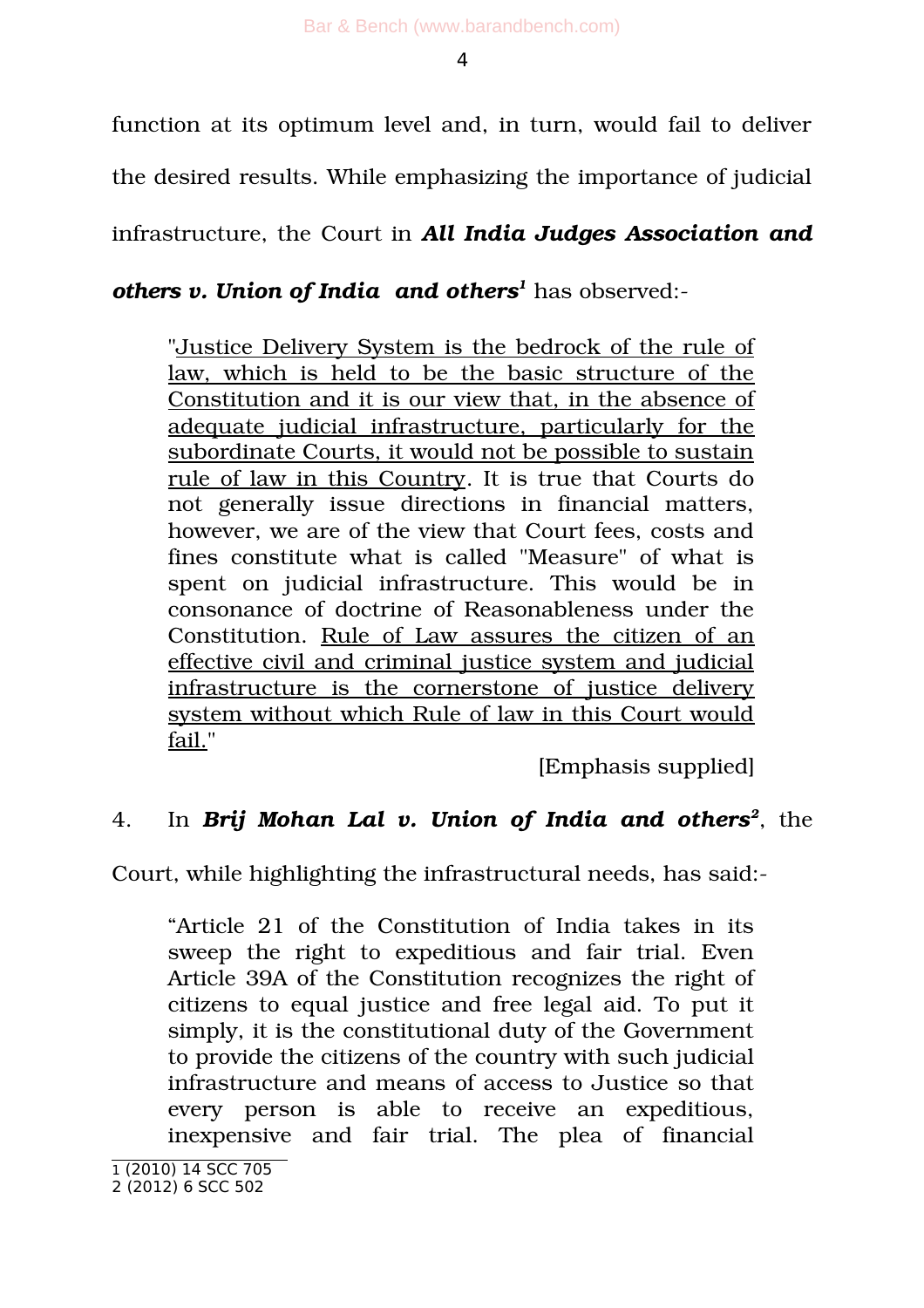function at its optimum level and, in turn, would fail to deliver the desired results. While emphasizing the importance of judicial infrastructure, the Court in ***All India Judges Association and others v. Union of India and others***[1] has observed:-

> "Justice Delivery System is the bedrock of the rule of law, which is held to be the basic structure of the Constitution and it is our view that, in the absence of adequate judicial infrastructure, particularly for the subordinate Courts, it would not be possible to sustain rule of law in this Country. It is true that Courts do not generally issue directions in financial matters, however, we are of the view that Court fees, costs and fines constitute what is called "Measure" of what is spent on judicial infrastructure. This would be in consonance of doctrine of Reasonableness under the Constitution. Rule of Law assures the citizen of an effective civil and criminal justice system and judicial infrastructure is the cornerstone of justice delivery system without which Rule of law in this Court would fail."
>
> [Emphasis supplied]

4. In ***Brij Mohan Lal v. Union of India and others***[2], the Court, while highlighting the infrastructural needs, has said:-

> "Article 21 of the Constitution of India takes in its sweep the right to expeditious and fair trial. Even Article 39A of the Constitution recognizes the right of citizens to equal justice and free legal aid. To put it simply, it is the constitutional duty of the Government to provide the citizens of the country with such judicial infrastructure and means of access to Justice so that every person is able to receive an expeditious, inexpensive and fair trial. The plea of financial

---

1 (2010) 14 SCC 705

2 (2012) 6 SCC 502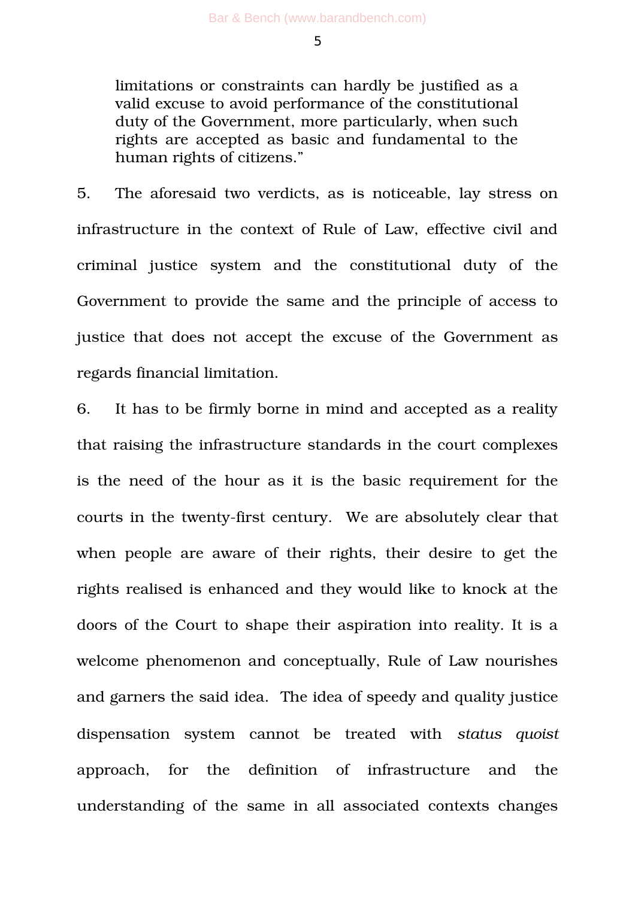> limitations or constraints can hardly be justified as a valid excuse to avoid performance of the constitutional duty of the Government, more particularly, when such rights are accepted as basic and fundamental to the human rights of citizens."

5. The aforesaid two verdicts, as is noticeable, lay stress on infrastructure in the context of Rule of Law, effective civil and criminal justice system and the constitutional duty of the Government to provide the same and the principle of access to justice that does not accept the excuse of the Government as regards financial limitation.

6. It has to be firmly borne in mind and accepted as a reality that raising the infrastructure standards in the court complexes is the need of the hour as it is the basic requirement for the courts in the twenty-first century. We are absolutely clear that when people are aware of their rights, their desire to get the rights realised is enhanced and they would like to knock at the doors of the Court to shape their aspiration into reality. It is a welcome phenomenon and conceptually, Rule of Law nourishes and garners the said idea. The idea of speedy and quality justice dispensation system cannot be treated with *status quoist* approach, for the definition of infrastructure and the understanding of the same in all associated contexts changes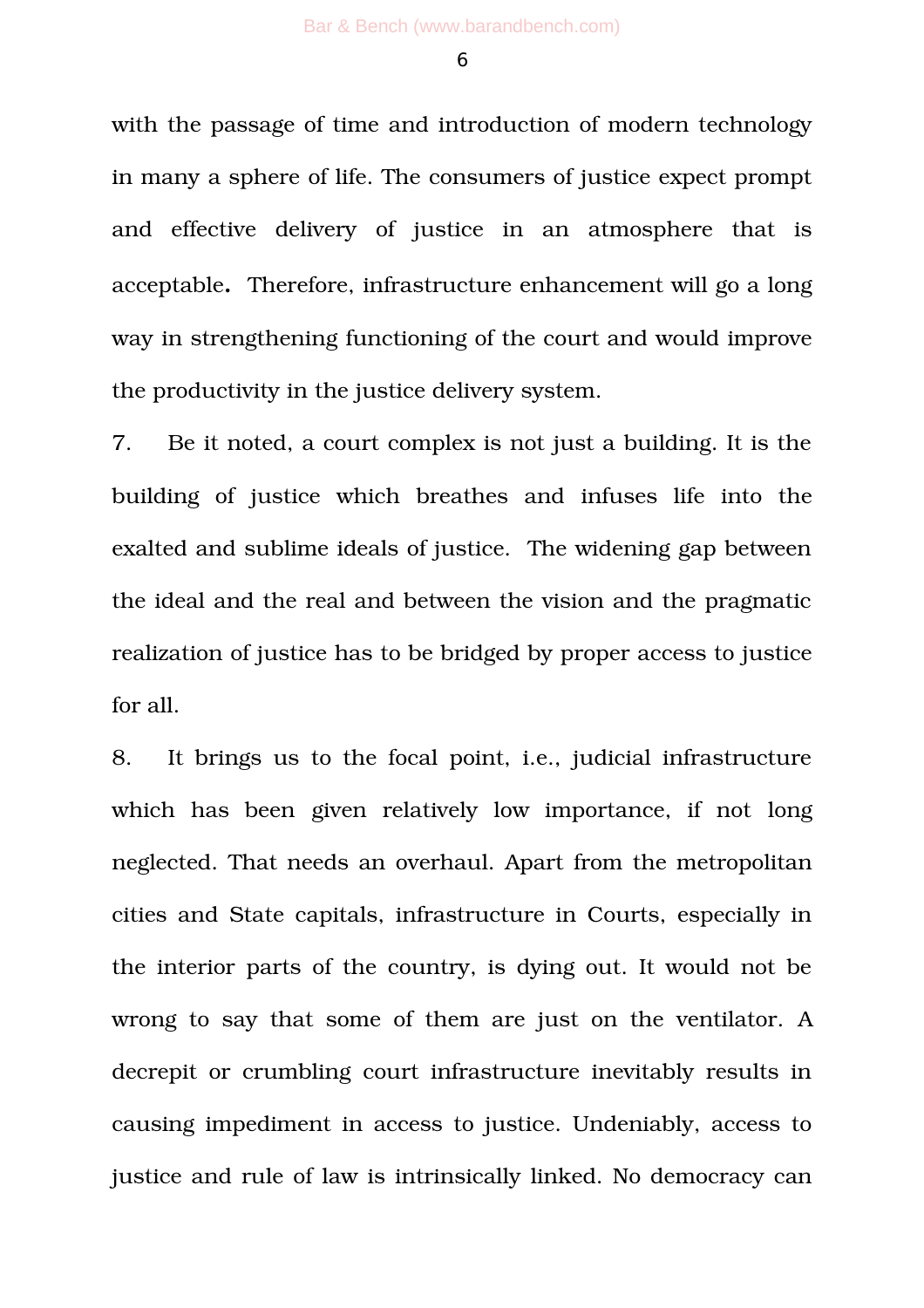with the passage of time and introduction of modern technology in many a sphere of life. The consumers of justice expect prompt and effective delivery of justice in an atmosphere that is acceptable**.** Therefore, infrastructure enhancement will go a long way in strengthening functioning of the court and would improve the productivity in the justice delivery system.

7. Be it noted, a court complex is not just a building. It is the building of justice which breathes and infuses life into the exalted and sublime ideals of justice. The widening gap between the ideal and the real and between the vision and the pragmatic realization of justice has to be bridged by proper access to justice for all.

8. It brings us to the focal point, i.e., judicial infrastructure which has been given relatively low importance, if not long neglected. That needs an overhaul. Apart from the metropolitan cities and State capitals, infrastructure in Courts, especially in the interior parts of the country, is dying out. It would not be wrong to say that some of them are just on the ventilator. A decrepit or crumbling court infrastructure inevitably results in causing impediment in access to justice. Undeniably, access to justice and rule of law is intrinsically linked. No democracy can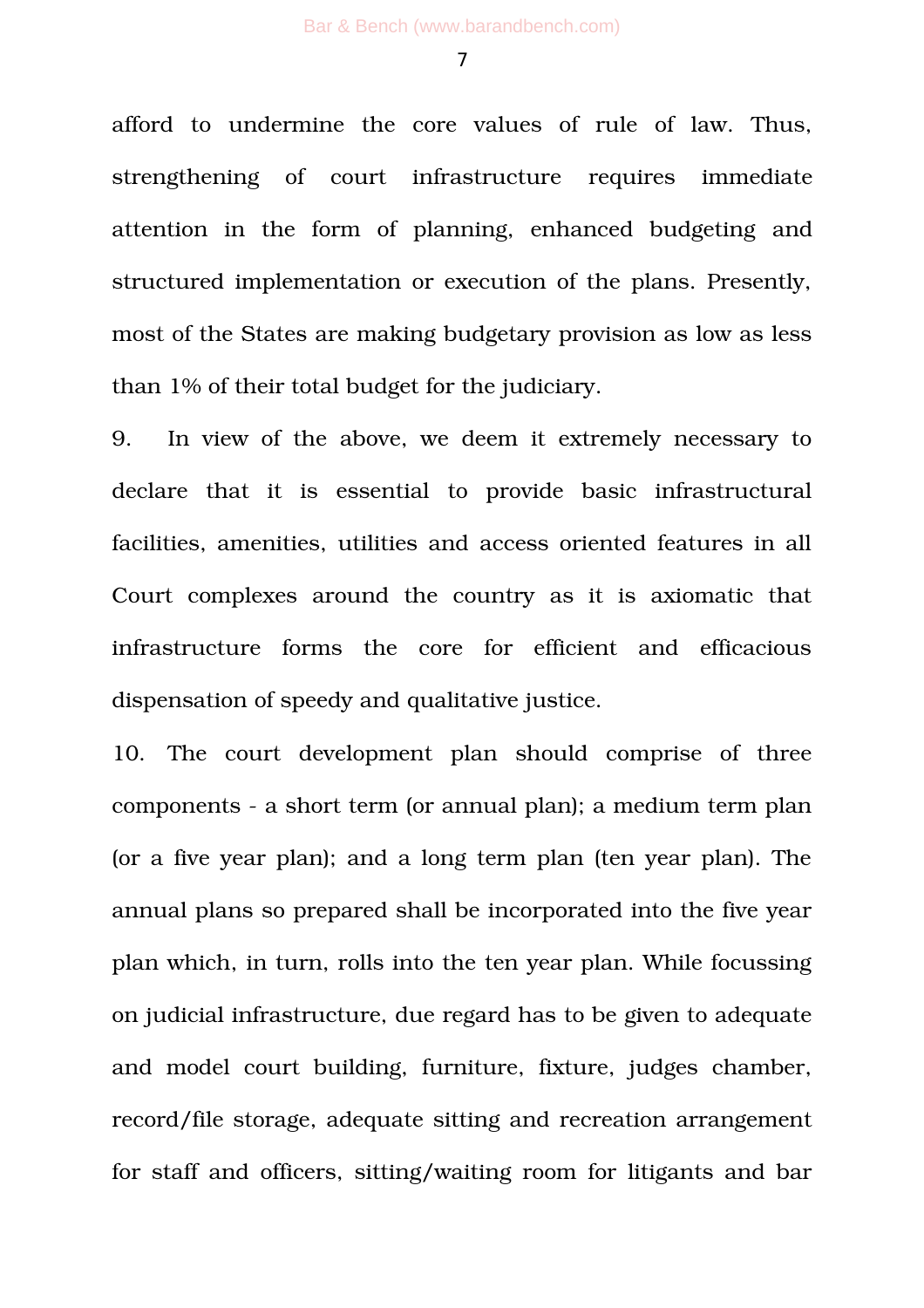afford to undermine the core values of rule of law. Thus, strengthening of court infrastructure requires immediate attention in the form of planning, enhanced budgeting and structured implementation or execution of the plans. Presently, most of the States are making budgetary provision as low as less than 1% of their total budget for the judiciary.

9. In view of the above, we deem it extremely necessary to declare that it is essential to provide basic infrastructural facilities, amenities, utilities and access oriented features in all Court complexes around the country as it is axiomatic that infrastructure forms the core for efficient and efficacious dispensation of speedy and qualitative justice.

10. The court development plan should comprise of three components - a short term (or annual plan); a medium term plan (or a five year plan); and a long term plan (ten year plan). The annual plans so prepared shall be incorporated into the five year plan which, in turn, rolls into the ten year plan. While focussing on judicial infrastructure, due regard has to be given to adequate and model court building, furniture, fixture, judges chamber, record/file storage, adequate sitting and recreation arrangement for staff and officers, sitting/waiting room for litigants and bar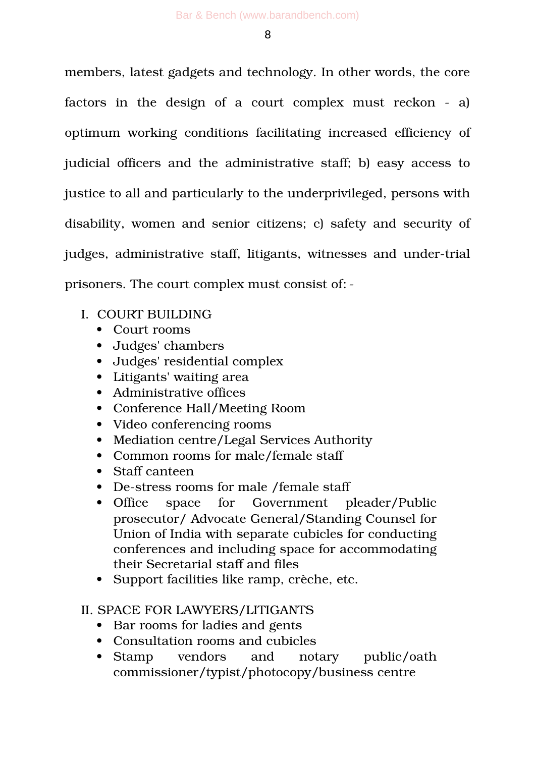members, latest gadgets and technology. In other words, the core factors in the design of a court complex must reckon - a) optimum working conditions facilitating increased efficiency of judicial officers and the administrative staff; b) easy access to justice to all and particularly to the underprivileged, persons with disability, women and senior citizens; c) safety and security of judges, administrative staff, litigants, witnesses and under-trial prisoners. The court complex must consist of: -

I. COURT BUILDING
- Court rooms
- Judges' chambers
- Judges' residential complex
- Litigants' waiting area
- Administrative offices
- Conference Hall/Meeting Room
- Video conferencing rooms
- Mediation centre/Legal Services Authority
- Common rooms for male/female staff
- Staff canteen
- De-stress rooms for male /female staff
- Office space for Government pleader/Public prosecutor/ Advocate General/Standing Counsel for Union of India with separate cubicles for conducting conferences and including space for accommodating their Secretarial staff and files
- Support facilities like ramp, crèche, etc.

II. SPACE FOR LAWYERS/LITIGANTS
- Bar rooms for ladies and gents
- Consultation rooms and cubicles
- Stamp vendors and notary public/oath commissioner/typist/photocopy/business centre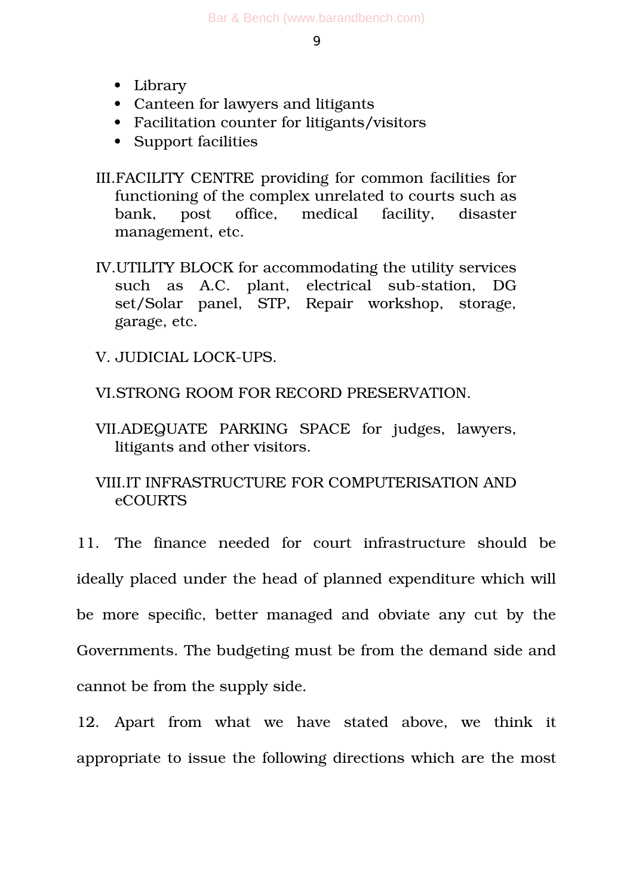- Library
- Canteen for lawyers and litigants
- Facilitation counter for litigants/visitors
- Support facilities

III. FACILITY CENTRE providing for common facilities for functioning of the complex unrelated to courts such as bank, post office, medical facility, disaster management, etc.

IV. UTILITY BLOCK for accommodating the utility services such as A.C. plant, electrical sub-station, DG set/Solar panel, STP, Repair workshop, storage, garage, etc.

V. JUDICIAL LOCK-UPS.

VI. STRONG ROOM FOR RECORD PRESERVATION.

VII. ADEQUATE PARKING SPACE for judges, lawyers, litigants and other visitors.

VIII. IT INFRASTRUCTURE FOR COMPUTERISATION AND eCOURTS

11. The finance needed for court infrastructure should be ideally placed under the head of planned expenditure which will be more specific, better managed and obviate any cut by the Governments. The budgeting must be from the demand side and cannot be from the supply side.

12. Apart from what we have stated above, we think it appropriate to issue the following directions which are the most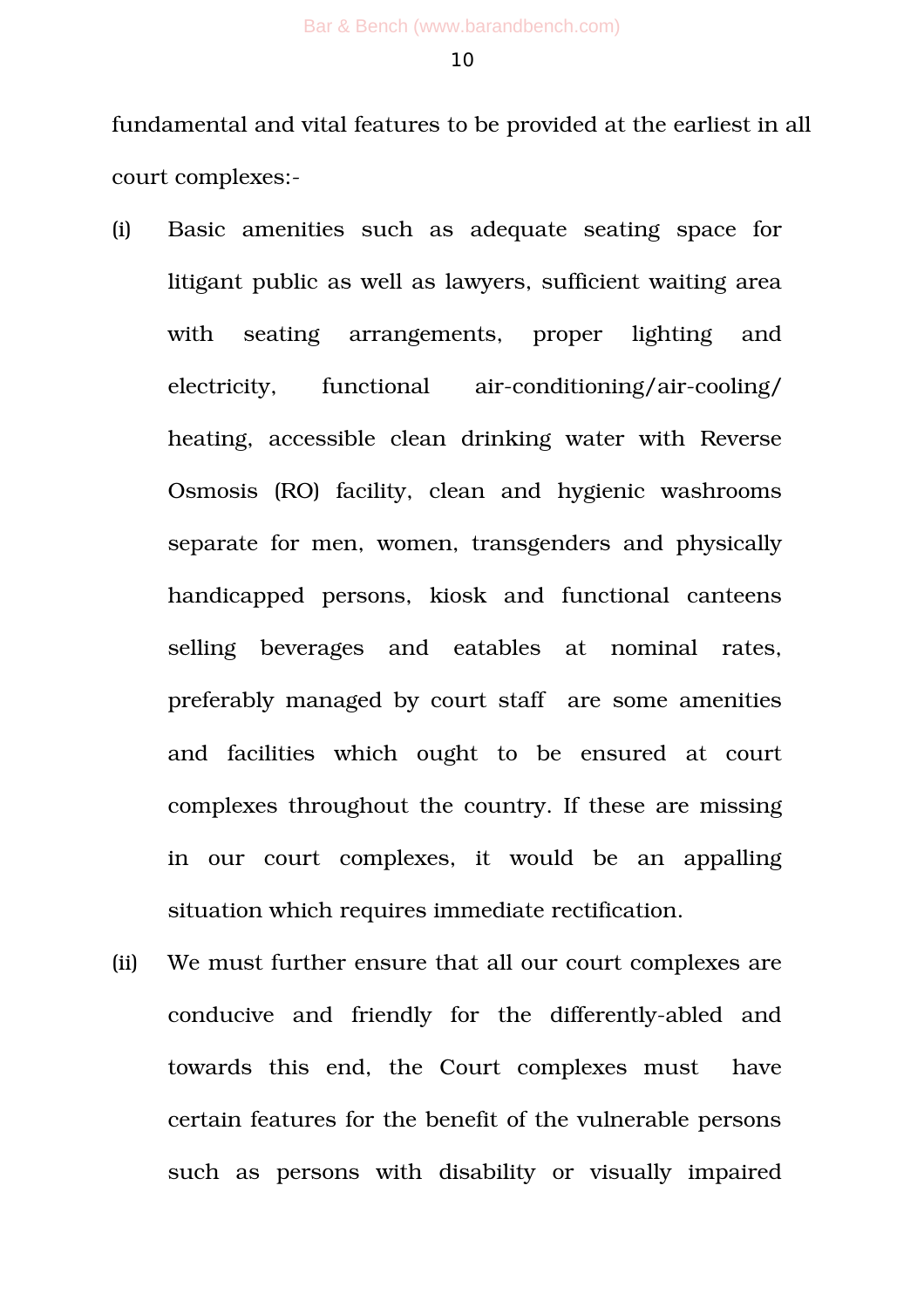fundamental and vital features to be provided at the earliest in all court complexes:-

(i) Basic amenities such as adequate seating space for litigant public as well as lawyers, sufficient waiting area with seating arrangements, proper lighting and electricity, functional air-conditioning/air-cooling/ heating, accessible clean drinking water with Reverse Osmosis (RO) facility, clean and hygienic washrooms separate for men, women, transgenders and physically handicapped persons, kiosk and functional canteens selling beverages and eatables at nominal rates, preferably managed by court staff are some amenities and facilities which ought to be ensured at court complexes throughout the country. If these are missing in our court complexes, it would be an appalling situation which requires immediate rectification.

(ii) We must further ensure that all our court complexes are conducive and friendly for the differently-abled and towards this end, the Court complexes must have certain features for the benefit of the vulnerable persons such as persons with disability or visually impaired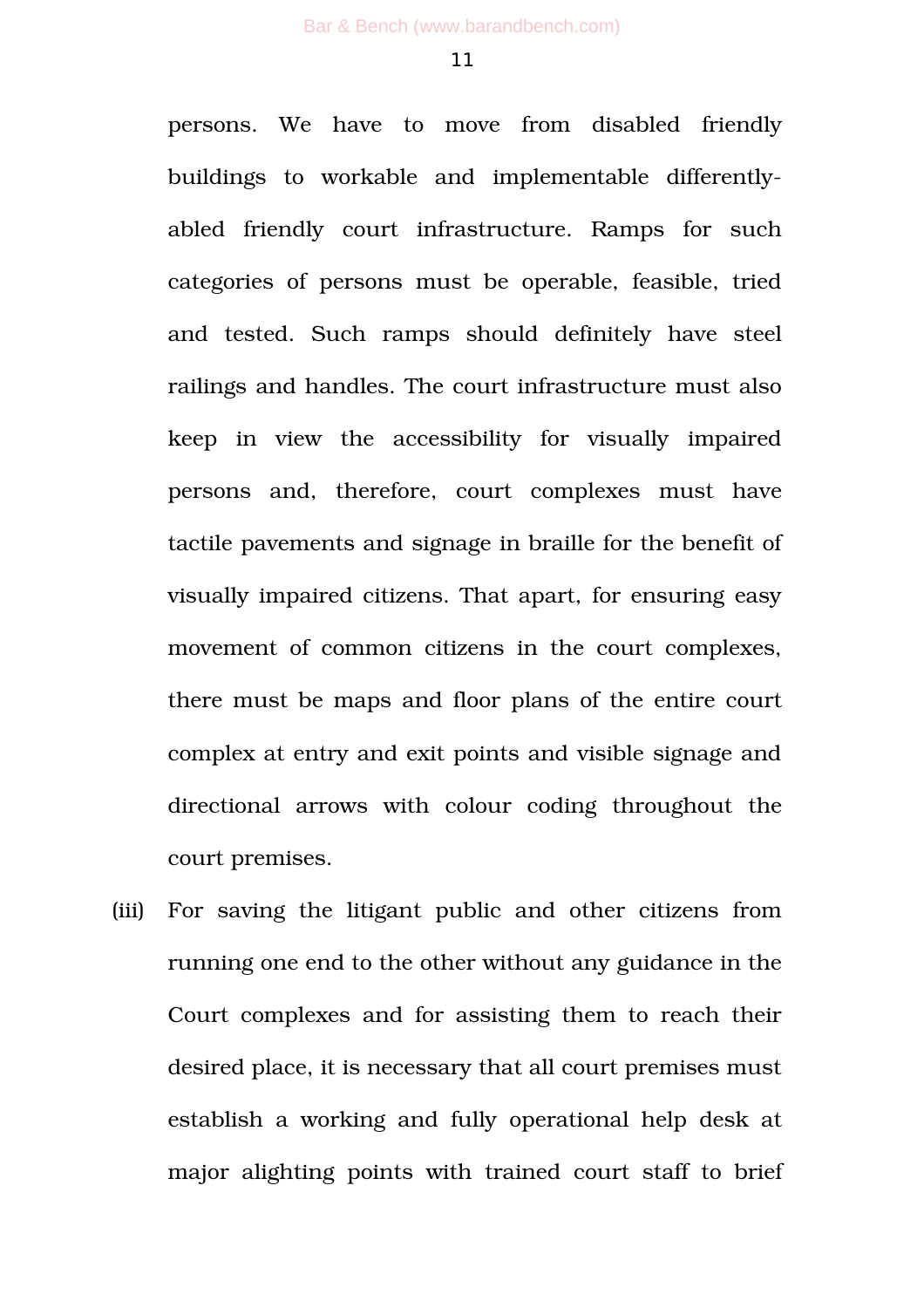persons. We have to move from disabled friendly buildings to workable and implementable differently-abled friendly court infrastructure. Ramps for such categories of persons must be operable, feasible, tried and tested. Such ramps should definitely have steel railings and handles. The court infrastructure must also keep in view the accessibility for visually impaired persons and, therefore, court complexes must have tactile pavements and signage in braille for the benefit of visually impaired citizens. That apart, for ensuring easy movement of common citizens in the court complexes, there must be maps and floor plans of the entire court complex at entry and exit points and visible signage and directional arrows with colour coding throughout the court premises.

(iii) For saving the litigant public and other citizens from running one end to the other without any guidance in the Court complexes and for assisting them to reach their desired place, it is necessary that all court premises must establish a working and fully operational help desk at major alighting points with trained court staff to brief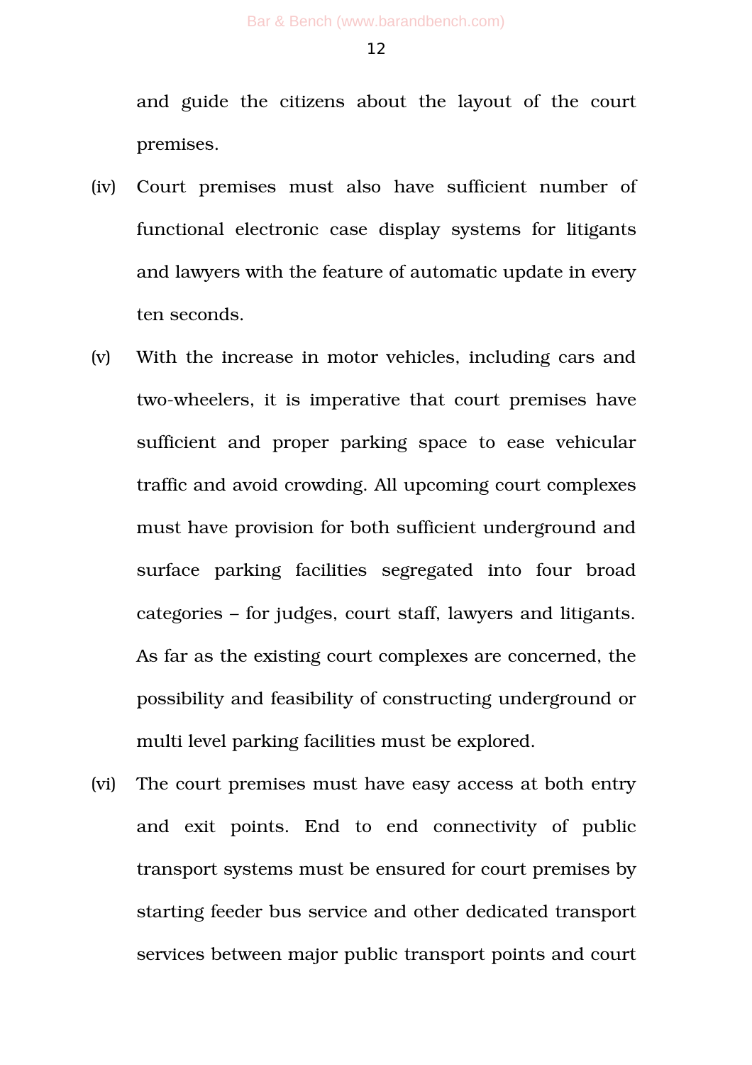and guide the citizens about the layout of the court premises.

(iv) Court premises must also have sufficient number of functional electronic case display systems for litigants and lawyers with the feature of automatic update in every ten seconds.

(v) With the increase in motor vehicles, including cars and two-wheelers, it is imperative that court premises have sufficient and proper parking space to ease vehicular traffic and avoid crowding. All upcoming court complexes must have provision for both sufficient underground and surface parking facilities segregated into four broad categories – for judges, court staff, lawyers and litigants. As far as the existing court complexes are concerned, the possibility and feasibility of constructing underground or multi level parking facilities must be explored.

(vi) The court premises must have easy access at both entry and exit points. End to end connectivity of public transport systems must be ensured for court premises by starting feeder bus service and other dedicated transport services between major public transport points and court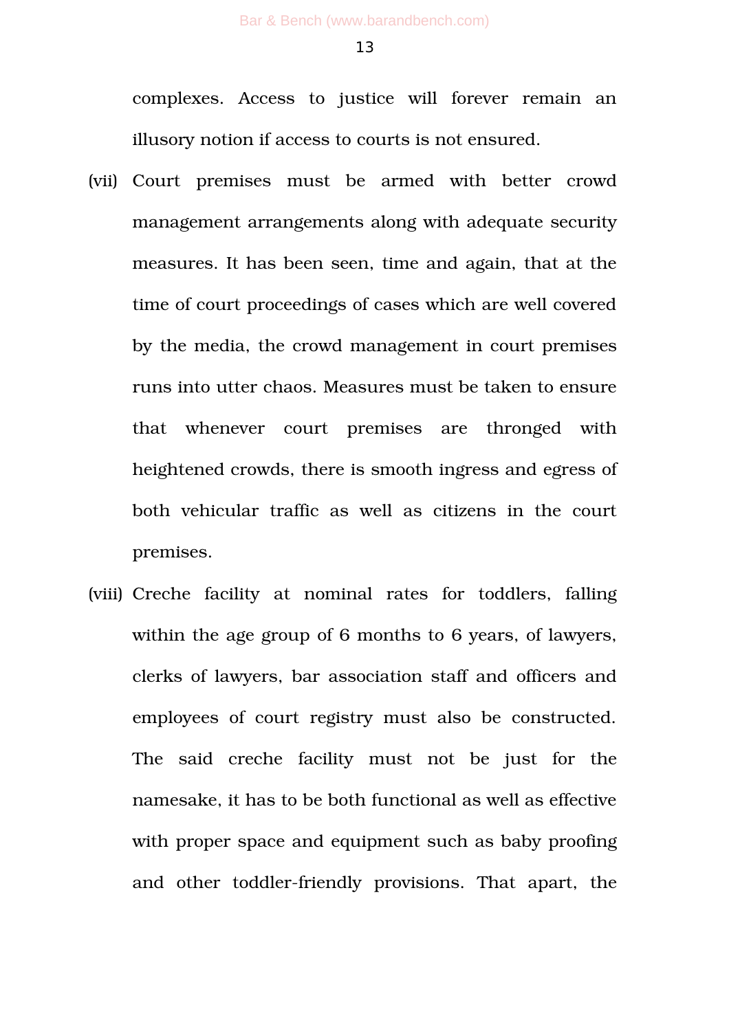complexes. Access to justice will forever remain an illusory notion if access to courts is not ensured.

(vii) Court premises must be armed with better crowd management arrangements along with adequate security measures. It has been seen, time and again, that at the time of court proceedings of cases which are well covered by the media, the crowd management in court premises runs into utter chaos. Measures must be taken to ensure that whenever court premises are thronged with heightened crowds, there is smooth ingress and egress of both vehicular traffic as well as citizens in the court premises.

(viii) Creche facility at nominal rates for toddlers, falling within the age group of 6 months to 6 years, of lawyers, clerks of lawyers, bar association staff and officers and employees of court registry must also be constructed. The said creche facility must not be just for the namesake, it has to be both functional as well as effective with proper space and equipment such as baby proofing and other toddler-friendly provisions. That apart, the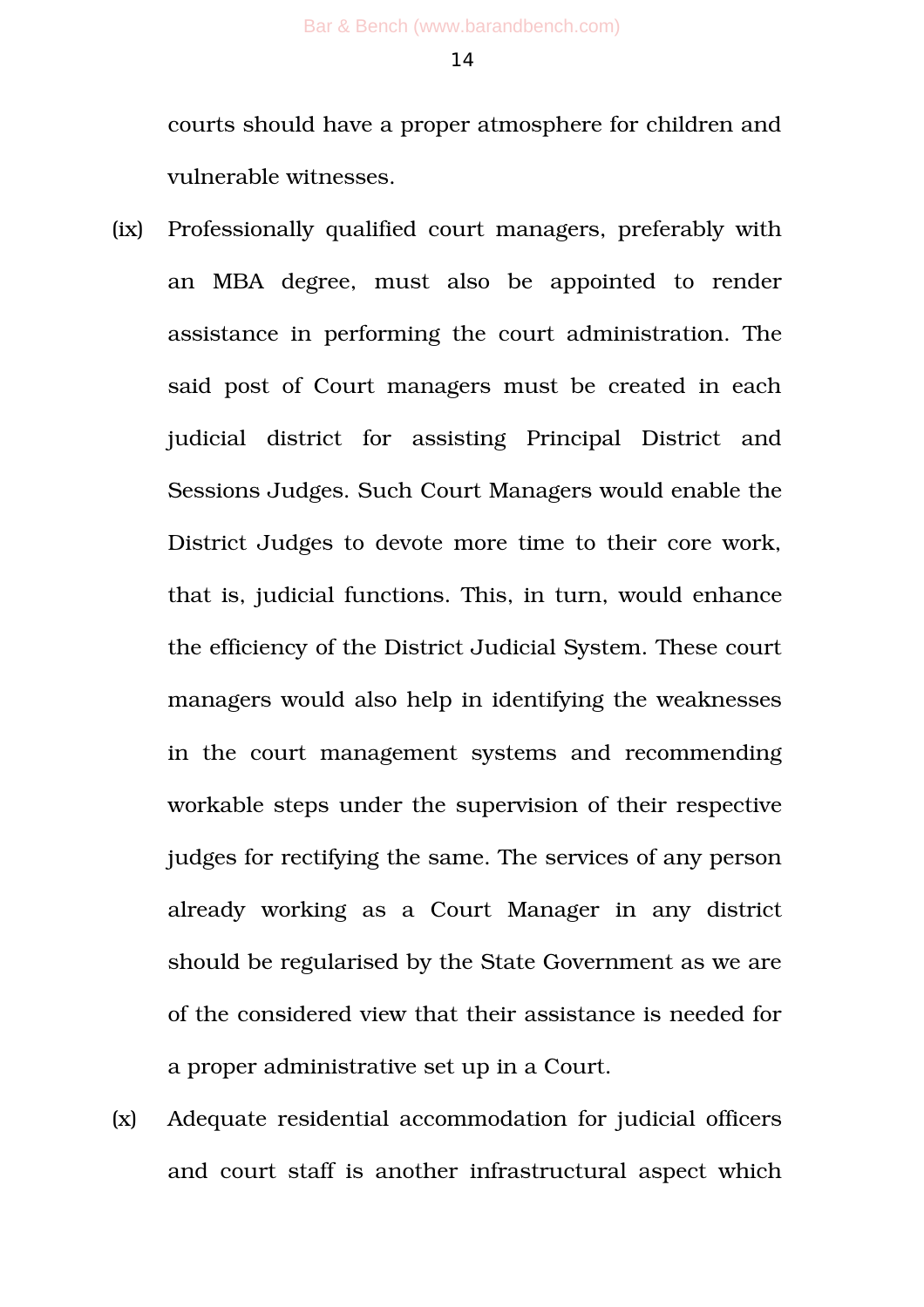courts should have a proper atmosphere for children and vulnerable witnesses.

(ix) Professionally qualified court managers, preferably with an MBA degree, must also be appointed to render assistance in performing the court administration. The said post of Court managers must be created in each judicial district for assisting Principal District and Sessions Judges. Such Court Managers would enable the District Judges to devote more time to their core work, that is, judicial functions. This, in turn, would enhance the efficiency of the District Judicial System. These court managers would also help in identifying the weaknesses in the court management systems and recommending workable steps under the supervision of their respective judges for rectifying the same. The services of any person already working as a Court Manager in any district should be regularised by the State Government as we are of the considered view that their assistance is needed for a proper administrative set up in a Court.

(x) Adequate residential accommodation for judicial officers and court staff is another infrastructural aspect which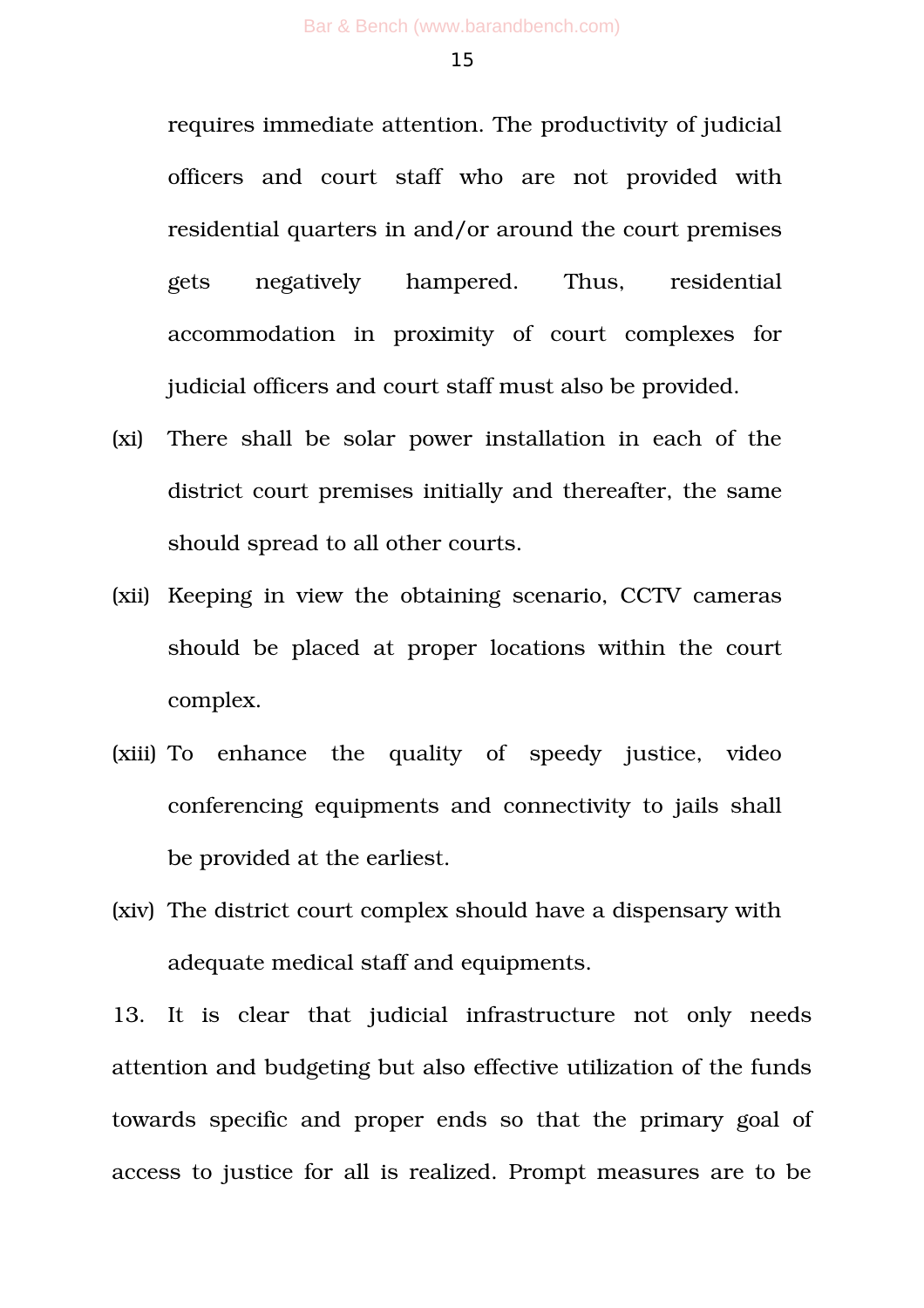requires immediate attention. The productivity of judicial officers and court staff who are not provided with residential quarters in and/or around the court premises gets negatively hampered. Thus, residential accommodation in proximity of court complexes for judicial officers and court staff must also be provided.

(xi) There shall be solar power installation in each of the district court premises initially and thereafter, the same should spread to all other courts.

(xii) Keeping in view the obtaining scenario, CCTV cameras should be placed at proper locations within the court complex.

(xiii) To enhance the quality of speedy justice, video conferencing equipments and connectivity to jails shall be provided at the earliest.

(xiv) The district court complex should have a dispensary with adequate medical staff and equipments.

13. It is clear that judicial infrastructure not only needs attention and budgeting but also effective utilization of the funds towards specific and proper ends so that the primary goal of access to justice for all is realized. Prompt measures are to be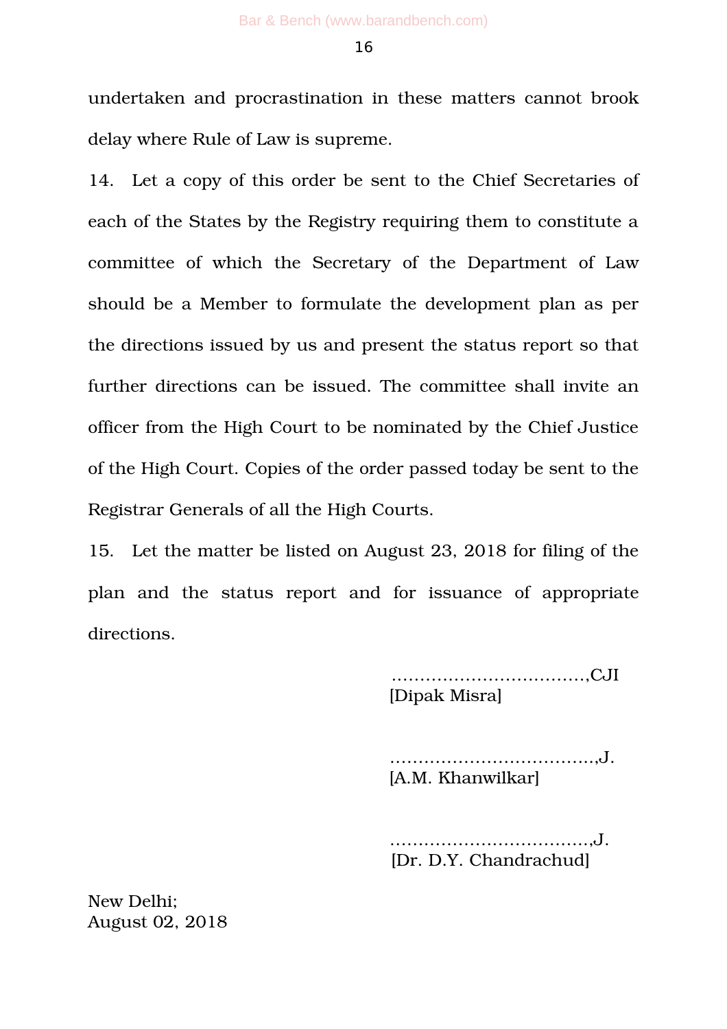undertaken and procrastination in these matters cannot brook delay where Rule of Law is supreme.

14. Let a copy of this order be sent to the Chief Secretaries of each of the States by the Registry requiring them to constitute a committee of which the Secretary of the Department of Law should be a Member to formulate the development plan as per the directions issued by us and present the status report so that further directions can be issued. The committee shall invite an officer from the High Court to be nominated by the Chief Justice of the High Court. Copies of the order passed today be sent to the Registrar Generals of all the High Courts.

15. Let the matter be listed on August 23, 2018 for filing of the plan and the status report and for issuance of appropriate directions.

……………………………,CJI
[Dipak Misra]

……………………………..,J.
[A.M. Khanwilkar]

……………………………..,J.
[Dr. D.Y. Chandrachud]

New Delhi;
August 02, 2018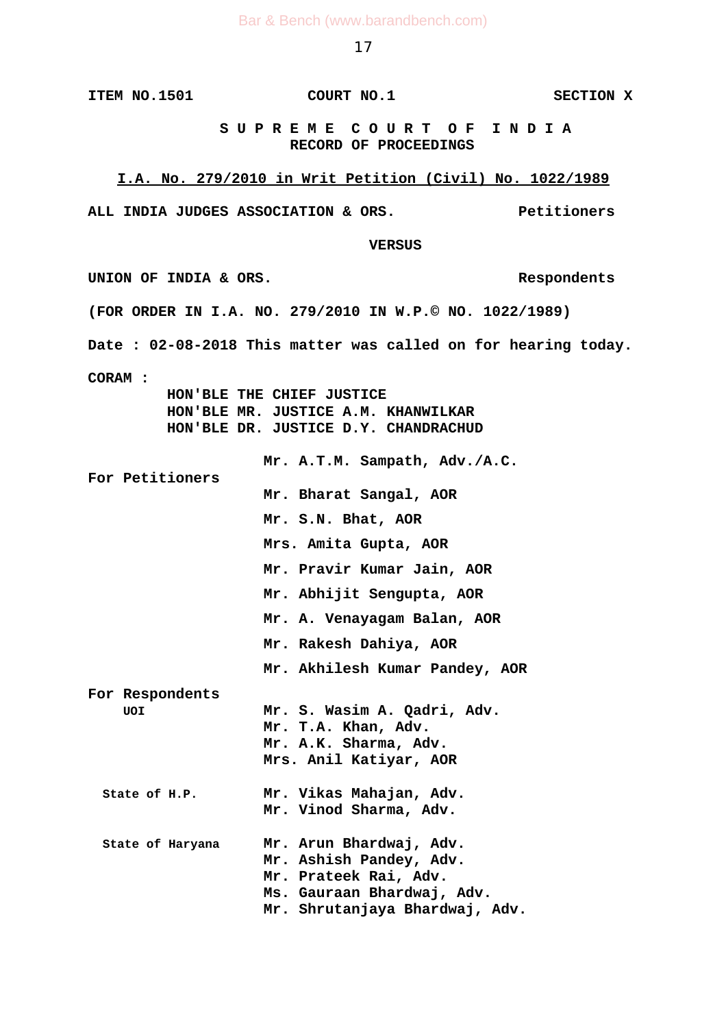**ITEM NO.1501 COURT NO.1 SECTION X**

**S U P R E M E C O U R T O F I N D I A**
**RECORD OF PROCEEDINGS**

**I.A. No. 279/2010 in Writ Petition (Civil) No. 1022/1989**

**ALL INDIA JUDGES ASSOCIATION & ORS. Petitioners**

**VERSUS**

**UNION OF INDIA & ORS. Respondents**

**(FOR ORDER IN I.A. NO. 279/2010 IN W.P.© NO. 1022/1989)**

**Date : 02-08-2018 This matter was called on for hearing today.**

**CORAM :**
**HON'BLE THE CHIEF JUSTICE**
**HON'BLE MR. JUSTICE A.M. KHANWILKAR**
**HON'BLE DR. JUSTICE D.Y. CHANDRACHUD**

**For Petitioners**

**Mr. A.T.M. Sampath, Adv./A.C.**

**Mr. Bharat Sangal, AOR**

**Mr. S.N. Bhat, AOR**

**Mrs. Amita Gupta, AOR**

**Mr. Pravir Kumar Jain, AOR**

**Mr. Abhijit Sengupta, AOR**

**Mr. A. Venayagam Balan, AOR**

**Mr. Rakesh Dahiya, AOR**

**Mr. Akhilesh Kumar Pandey, AOR**

**For Respondents**

**UOI**
**Mr. S. Wasim A. Qadri, Adv.**
**Mr. T.A. Khan, Adv.**
**Mr. A.K. Sharma, Adv.**
**Mrs. Anil Katiyar, AOR**

**State of H.P.**
**Mr. Vikas Mahajan, Adv.**
**Mr. Vinod Sharma, Adv.**

**State of Haryana**
**Mr. Arun Bhardwaj, Adv.**
**Mr. Ashish Pandey, Adv.**
**Mr. Prateek Rai, Adv.**
**Ms. Gauraan Bhardwaj, Adv.**
**Mr. Shrutanjaya Bhardwaj, Adv.**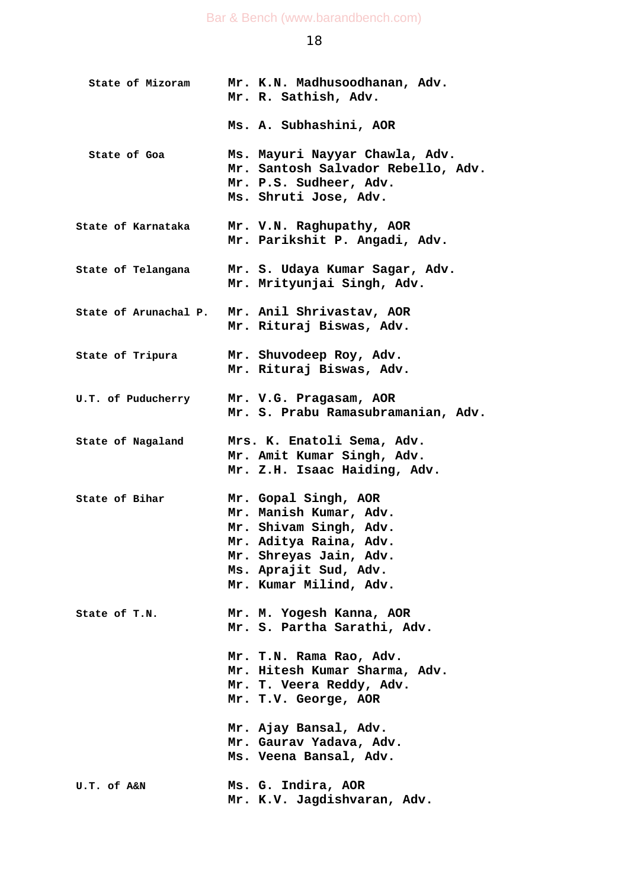| | |
|---|---|
| **State of Mizoram** | **Mr. K.N. Madhusoodhanan, Adv.**<br>**Mr. R. Sathish, Adv.**<br><br>**Ms. A. Subhashini, AOR** |
| **State of Goa** | **Ms. Mayuri Nayyar Chawla, Adv.**<br>**Mr. Santosh Salvador Rebello, Adv.**<br>**Mr. P.S. Sudheer, Adv.**<br>**Ms. Shruti Jose, Adv.** |
| **State of Karnataka** | **Mr. V.N. Raghupathy, AOR**<br>**Mr. Parikshit P. Angadi, Adv.** |
| **State of Telangana** | **Mr. S. Udaya Kumar Sagar, Adv.**<br>**Mr. Mrityunjai Singh, Adv.** |
| **State of Arunachal P.** | **Mr. Anil Shrivastav, AOR**<br>**Mr. Rituraj Biswas, Adv.** |
| **State of Tripura** | **Mr. Shuvodeep Roy, Adv.**<br>**Mr. Rituraj Biswas, Adv.** |
| **U.T. of Puducherry** | **Mr. V.G. Pragasam, AOR**<br>**Mr. S. Prabu Ramasubramanian, Adv.** |
| **State of Nagaland** | **Mrs. K. Enatoli Sema, Adv.**<br>**Mr. Amit Kumar Singh, Adv.**<br>**Mr. Z.H. Isaac Haiding, Adv.** |
| **State of Bihar** | **Mr. Gopal Singh, AOR**<br>**Mr. Manish Kumar, Adv.**<br>**Mr. Shivam Singh, Adv.**<br>**Mr. Aditya Raina, Adv.**<br>**Mr. Shreyas Jain, Adv.**<br>**Ms. Aprajit Sud, Adv.**<br>**Mr. Kumar Milind, Adv.** |
| **State of T.N.** | **Mr. M. Yogesh Kanna, AOR**<br>**Mr. S. Partha Sarathi, Adv.**<br><br>**Mr. T.N. Rama Rao, Adv.**<br>**Mr. Hitesh Kumar Sharma, Adv.**<br>**Mr. T. Veera Reddy, Adv.**<br>**Mr. T.V. George, AOR**<br><br>**Mr. Ajay Bansal, Adv.**<br>**Mr. Gaurav Yadava, Adv.**<br>**Ms. Veena Bansal, Adv.** |
| **U.T. of A&N** | **Ms. G. Indira, AOR**<br>**Mr. K.V. Jagdishvaran, Adv.** |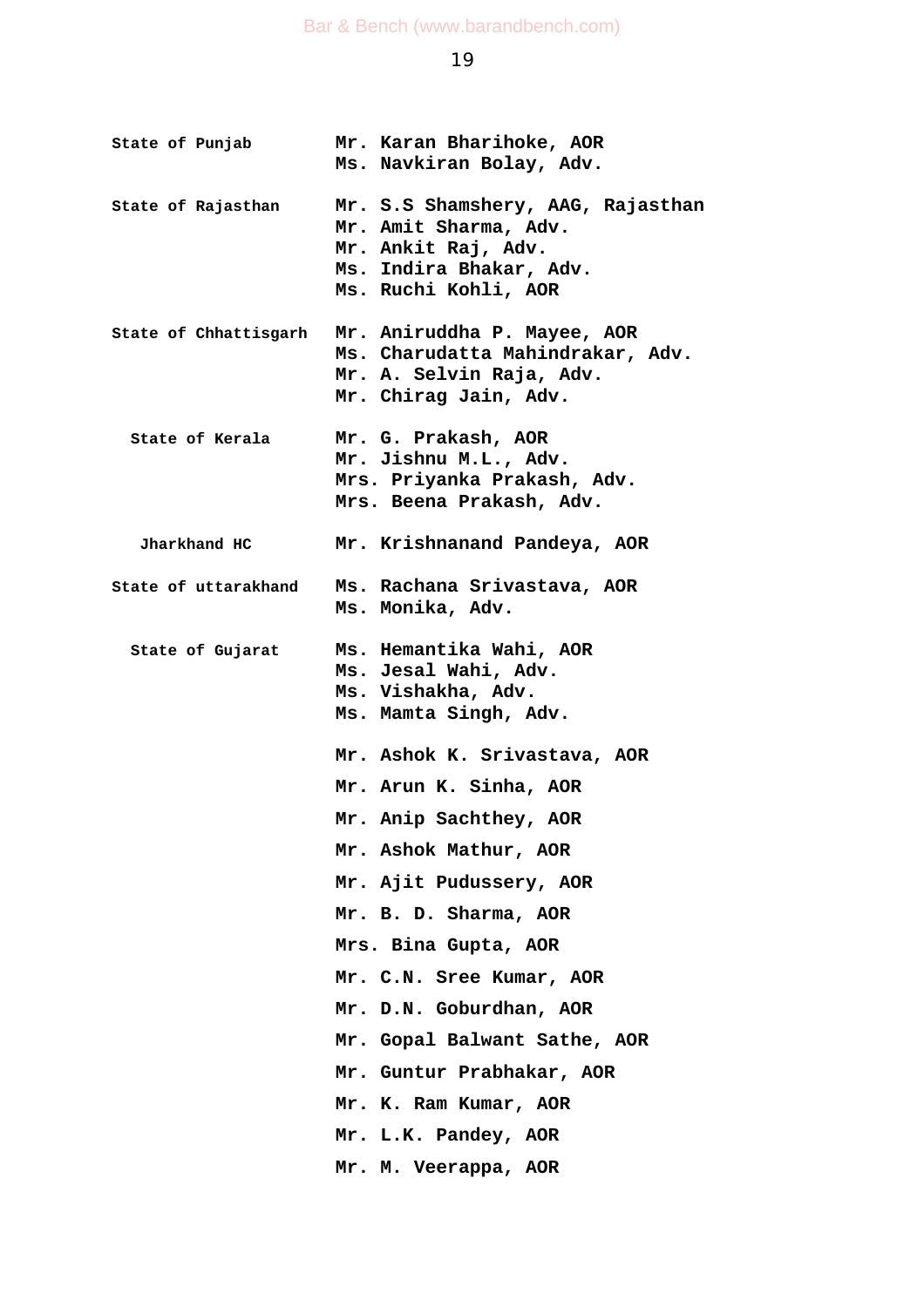| | |
|---|---|
| **State of Punjab** | **Mr. Karan Bharihoke, AOR**<br>**Ms. Navkiran Bolay, Adv.** |
| **State of Rajasthan** | **Mr. S.S Shamshery, AAG, Rajasthan**<br>**Mr. Amit Sharma, Adv.**<br>**Mr. Ankit Raj, Adv.**<br>**Ms. Indira Bhakar, Adv.**<br>**Ms. Ruchi Kohli, AOR** |
| **State of Chhattisgarh** | **Mr. Aniruddha P. Mayee, AOR**<br>**Ms. Charudatta Mahindrakar, Adv.**<br>**Mr. A. Selvin Raja, Adv.**<br>**Mr. Chirag Jain, Adv.** |
| **State of Kerala** | **Mr. G. Prakash, AOR**<br>**Mr. Jishnu M.L., Adv.**<br>**Mrs. Priyanka Prakash, Adv.**<br>**Mrs. Beena Prakash, Adv.** |
| **Jharkhand HC** | **Mr. Krishnanand Pandeya, AOR** |
| **State of uttarakhand** | **Ms. Rachana Srivastava, AOR**<br>**Ms. Monika, Adv.** |
| **State of Gujarat** | **Ms. Hemantika Wahi, AOR**<br>**Ms. Jesal Wahi, Adv.**<br>**Ms. Vishakha, Adv.**<br>**Ms. Mamta Singh, Adv.** |
| | **Mr. Ashok K. Srivastava, AOR** |
| | **Mr. Arun K. Sinha, AOR** |
| | **Mr. Anip Sachthey, AOR** |
| | **Mr. Ashok Mathur, AOR** |
| | **Mr. Ajit Pudussery, AOR** |
| | **Mr. B. D. Sharma, AOR** |
| | **Mrs. Bina Gupta, AOR** |
| | **Mr. C.N. Sree Kumar, AOR** |
| | **Mr. D.N. Goburdhan, AOR** |
| | **Mr. Gopal Balwant Sathe, AOR** |
| | **Mr. Guntur Prabhakar, AOR** |
| | **Mr. K. Ram Kumar, AOR** |
| | **Mr. L.K. Pandey, AOR** |
| | **Mr. M. Veerappa, AOR** |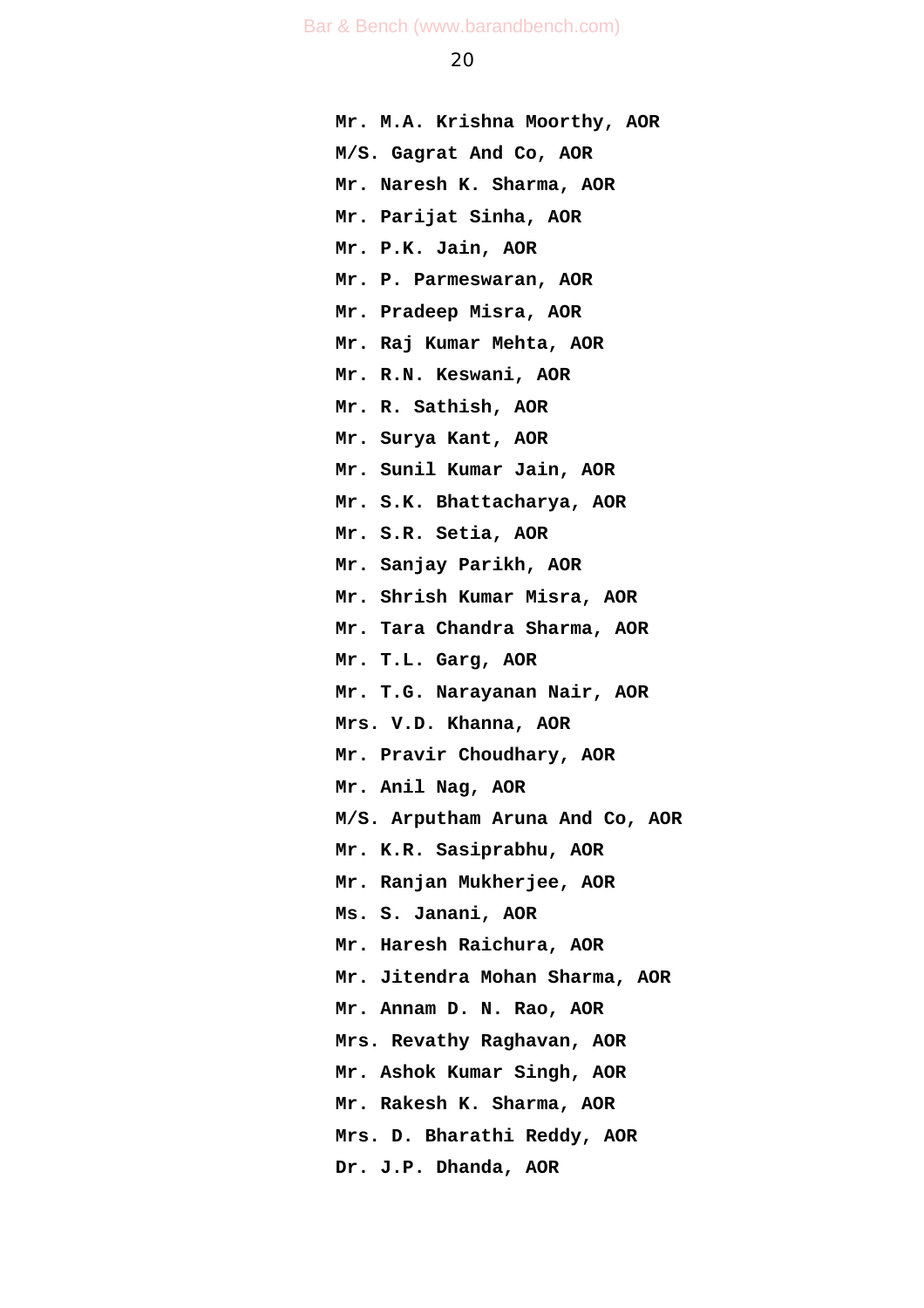**Mr. M.A. Krishna Moorthy, AOR**

**M/S. Gagrat And Co, AOR**

**Mr. Naresh K. Sharma, AOR**

**Mr. Parijat Sinha, AOR**

**Mr. P.K. Jain, AOR**

**Mr. P. Parmeswaran, AOR**

**Mr. Pradeep Misra, AOR**

**Mr. Raj Kumar Mehta, AOR**

**Mr. R.N. Keswani, AOR**

**Mr. R. Sathish, AOR**

**Mr. Surya Kant, AOR**

**Mr. Sunil Kumar Jain, AOR**

**Mr. S.K. Bhattacharya, AOR**

**Mr. S.R. Setia, AOR**

**Mr. Sanjay Parikh, AOR**

**Mr. Shrish Kumar Misra, AOR**

**Mr. Tara Chandra Sharma, AOR**

**Mr. T.L. Garg, AOR**

**Mr. T.G. Narayanan Nair, AOR**

**Mrs. V.D. Khanna, AOR**

**Mr. Pravir Choudhary, AOR**

**Mr. Anil Nag, AOR**

**M/S. Arputham Aruna And Co, AOR**

**Mr. K.R. Sasiprabhu, AOR**

**Mr. Ranjan Mukherjee, AOR**

**Ms. S. Janani, AOR**

**Mr. Haresh Raichura, AOR**

**Mr. Jitendra Mohan Sharma, AOR**

**Mr. Annam D. N. Rao, AOR**

**Mrs. Revathy Raghavan, AOR**

**Mr. Ashok Kumar Singh, AOR**

**Mr. Rakesh K. Sharma, AOR**

**Mrs. D. Bharathi Reddy, AOR**

**Dr. J.P. Dhanda, AOR**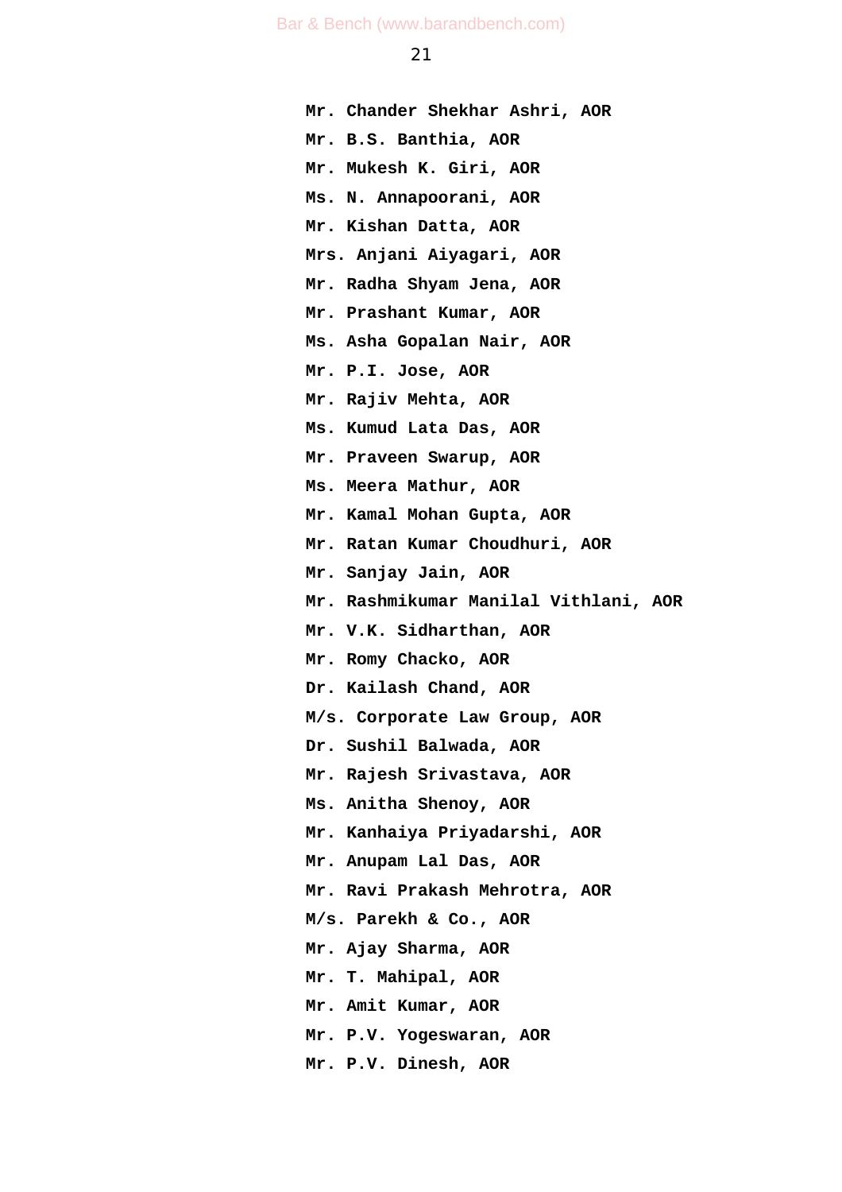**Mr. Chander Shekhar Ashri, AOR**

**Mr. B.S. Banthia, AOR**

**Mr. Mukesh K. Giri, AOR**

**Ms. N. Annapoorani, AOR**

**Mr. Kishan Datta, AOR**

**Mrs. Anjani Aiyagari, AOR**

**Mr. Radha Shyam Jena, AOR**

**Mr. Prashant Kumar, AOR**

**Ms. Asha Gopalan Nair, AOR**

**Mr. P.I. Jose, AOR**

**Mr. Rajiv Mehta, AOR**

**Ms. Kumud Lata Das, AOR**

**Mr. Praveen Swarup, AOR**

**Ms. Meera Mathur, AOR**

**Mr. Kamal Mohan Gupta, AOR**

**Mr. Ratan Kumar Choudhuri, AOR**

**Mr. Sanjay Jain, AOR**

**Mr. Rashmikumar Manilal Vithlani, AOR**

**Mr. V.K. Sidharthan, AOR**

**Mr. Romy Chacko, AOR**

**Dr. Kailash Chand, AOR**

**M/s. Corporate Law Group, AOR**

**Dr. Sushil Balwada, AOR**

**Mr. Rajesh Srivastava, AOR**

**Ms. Anitha Shenoy, AOR**

**Mr. Kanhaiya Priyadarshi, AOR**

**Mr. Anupam Lal Das, AOR**

**Mr. Ravi Prakash Mehrotra, AOR**

**M/s. Parekh & Co., AOR**

**Mr. Ajay Sharma, AOR**

**Mr. T. Mahipal, AOR**

**Mr. Amit Kumar, AOR**

**Mr. P.V. Yogeswaran, AOR**

**Mr. P.V. Dinesh, AOR**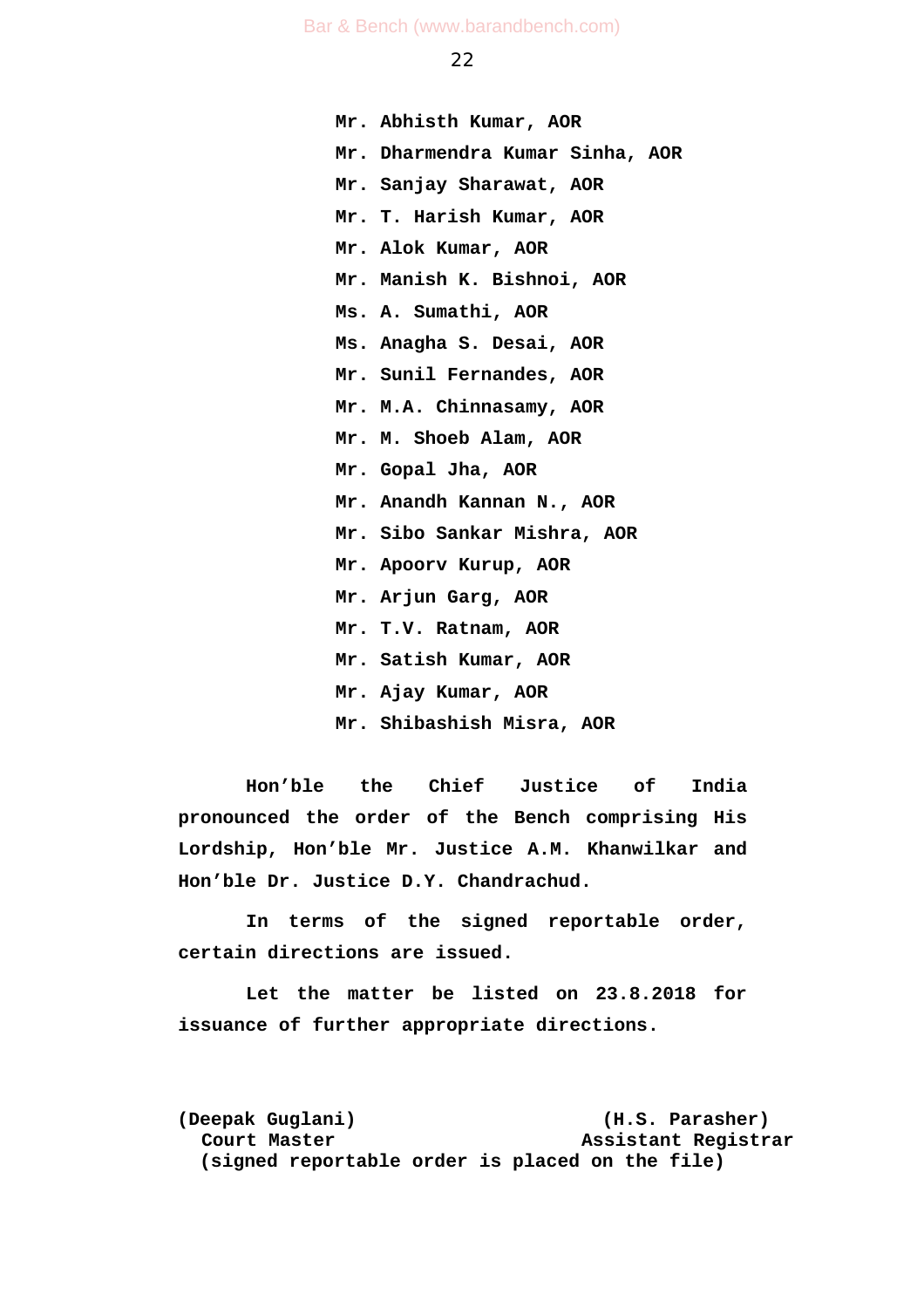**Mr. Abhisth Kumar, AOR**
**Mr. Dharmendra Kumar Sinha, AOR**
**Mr. Sanjay Sharawat, AOR**
**Mr. T. Harish Kumar, AOR**
**Mr. Alok Kumar, AOR**
**Mr. Manish K. Bishnoi, AOR**
**Ms. A. Sumathi, AOR**
**Ms. Anagha S. Desai, AOR**
**Mr. Sunil Fernandes, AOR**
**Mr. M.A. Chinnasamy, AOR**
**Mr. M. Shoeb Alam, AOR**
**Mr. Gopal Jha, AOR**
**Mr. Anandh Kannan N., AOR**
**Mr. Sibo Sankar Mishra, AOR**
**Mr. Apoorv Kurup, AOR**
**Mr. Arjun Garg, AOR**
**Mr. T.V. Ratnam, AOR**
**Mr. Satish Kumar, AOR**
**Mr. Ajay Kumar, AOR**
**Mr. Shibashish Misra, AOR**

**Hon'ble the Chief Justice of India pronounced the order of the Bench comprising His Lordship, Hon'ble Mr. Justice A.M. Khanwilkar and Hon'ble Dr. Justice D.Y. Chandrachud.**

**In terms of the signed reportable order, certain directions are issued.**

**Let the matter be listed on 23.8.2018 for issuance of further appropriate directions.**

**(Deepak Guglani)**
**Court Master**

**(H.S. Parasher)**
**Assistant Registrar**

**(signed reportable order is placed on the file)**